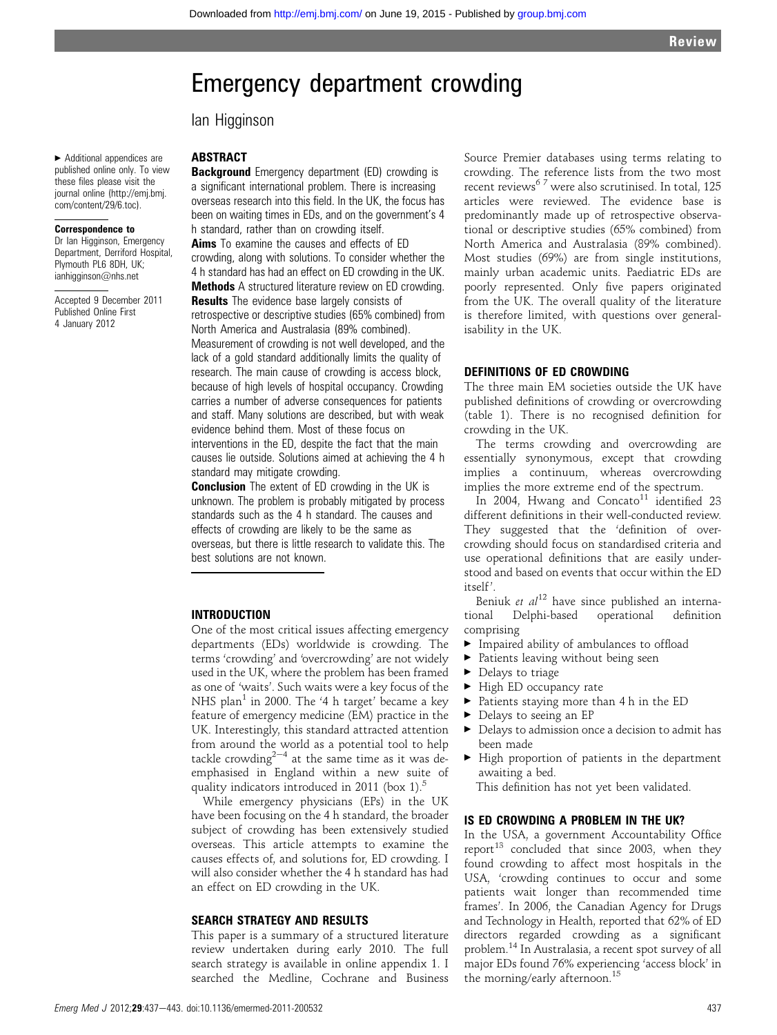Review

# Emergency department crowding

Ian Higginson

▸ Additional appendices are published online only. To view these files please visit the journal online (http://emj.bmj.com/content/29/6.toc).

**Correspondence to**
Dr Ian Higginson, Emergency Department, Derriford Hospital, Plymouth PL6 8DH, UK; ianhigginson@nhs.net

Accepted 9 December 2011
Published Online First 4 January 2012

## ABSTRACT

**Background** Emergency department (ED) crowding is a significant international problem. There is increasing overseas research into this field. In the UK, the focus has been on waiting times in EDs, and on the government's 4 h standard, rather than on crowding itself.

**Aims** To examine the causes and effects of ED crowding, along with solutions. To consider whether the 4 h standard has had an effect on ED crowding in the UK.

**Methods** A structured literature review on ED crowding.

**Results** The evidence base largely consists of retrospective or descriptive studies (65% combined) from North America and Australasia (89% combined). Measurement of crowding is not well developed, and the lack of a gold standard additionally limits the quality of research. The main cause of crowding is access block, because of high levels of hospital occupancy. Crowding carries a number of adverse consequences for patients and staff. Many solutions are described, but with weak evidence behind them. Most of these focus on interventions in the ED, despite the fact that the main causes lie outside. Solutions aimed at achieving the 4 h standard may mitigate crowding.

**Conclusion** The extent of ED crowding in the UK is unknown. The problem is probably mitigated by process standards such as the 4 h standard. The causes and effects of crowding are likely to be the same as overseas, but there is little research to validate this. The best solutions are not known.

## INTRODUCTION

One of the most critical issues affecting emergency departments (EDs) worldwide is crowding. The terms 'crowding' and 'overcrowding' are not widely used in the UK, where the problem has been framed as one of 'waits'. Such waits were a key focus of the NHS plan[1] in 2000. The '4 h target' became a key feature of emergency medicine (EM) practice in the UK. Interestingly, this standard attracted attention from around the world as a potential tool to help tackle crowding[2–4] at the same time as it was de-emphasised in England within a new suite of quality indicators introduced in 2011 (box 1).[5]

While emergency physicians (EPs) in the UK have been focusing on the 4 h standard, the broader subject of crowding has been extensively studied overseas. This article attempts to examine the causes effects of, and solutions for, ED crowding. I will also consider whether the 4 h standard has had an effect on ED crowding in the UK.

## SEARCH STRATEGY AND RESULTS

This paper is a summary of a structured literature review undertaken during early 2010. The full search strategy is available in online appendix 1. I searched the Medline, Cochrane and Business Source Premier databases using terms relating to crowding. The reference lists from the two most recent reviews[6 7] were also scrutinised. In total, 125 articles were reviewed. The evidence base is predominantly made up of retrospective observational or descriptive studies (65% combined) from North America and Australasia (89% combined). Most studies (69%) are from single institutions, mainly urban academic units. Paediatric EDs are poorly represented. Only five papers originated from the UK. The overall quality of the literature is therefore limited, with questions over generalisability in the UK.

## DEFINITIONS OF ED CROWDING

The three main EM societies outside the UK have published definitions of crowding or overcrowding (table 1). There is no recognised definition for crowding in the UK.

The terms crowding and overcrowding are essentially synonymous, except that crowding implies a continuum, whereas overcrowding implies the more extreme end of the spectrum.

In 2004, Hwang and Concato[11] identified 23 different definitions in their well-conducted review. They suggested that the 'definition of overcrowding should focus on standardised criteria and use operational definitions that are easily understood and based on events that occur within the ED itself'.

Beniuk *et al*[12] have since published an international Delphi-based operational definition comprising

- Impaired ability of ambulances to offload
- Patients leaving without being seen
- Delays to triage
- High ED occupancy rate
- Patients staying more than 4 h in the ED
- Delays to seeing an EP
- Delays to admission once a decision to admit has been made
- High proportion of patients in the department awaiting a bed.

This definition has not yet been validated.

## IS ED CROWDING A PROBLEM IN THE UK?

In the USA, a government Accountability Office report[13] concluded that since 2003, when they found crowding to affect most hospitals in the USA, 'crowding continues to occur and some patients wait longer than recommended time frames'. In 2006, the Canadian Agency for Drugs and Technology in Health, reported that 62% of ED directors regarded crowding as a significant problem.[14] In Australasia, a recent spot survey of all major EDs found 76% experiencing 'access block' in the morning/early afternoon.[15]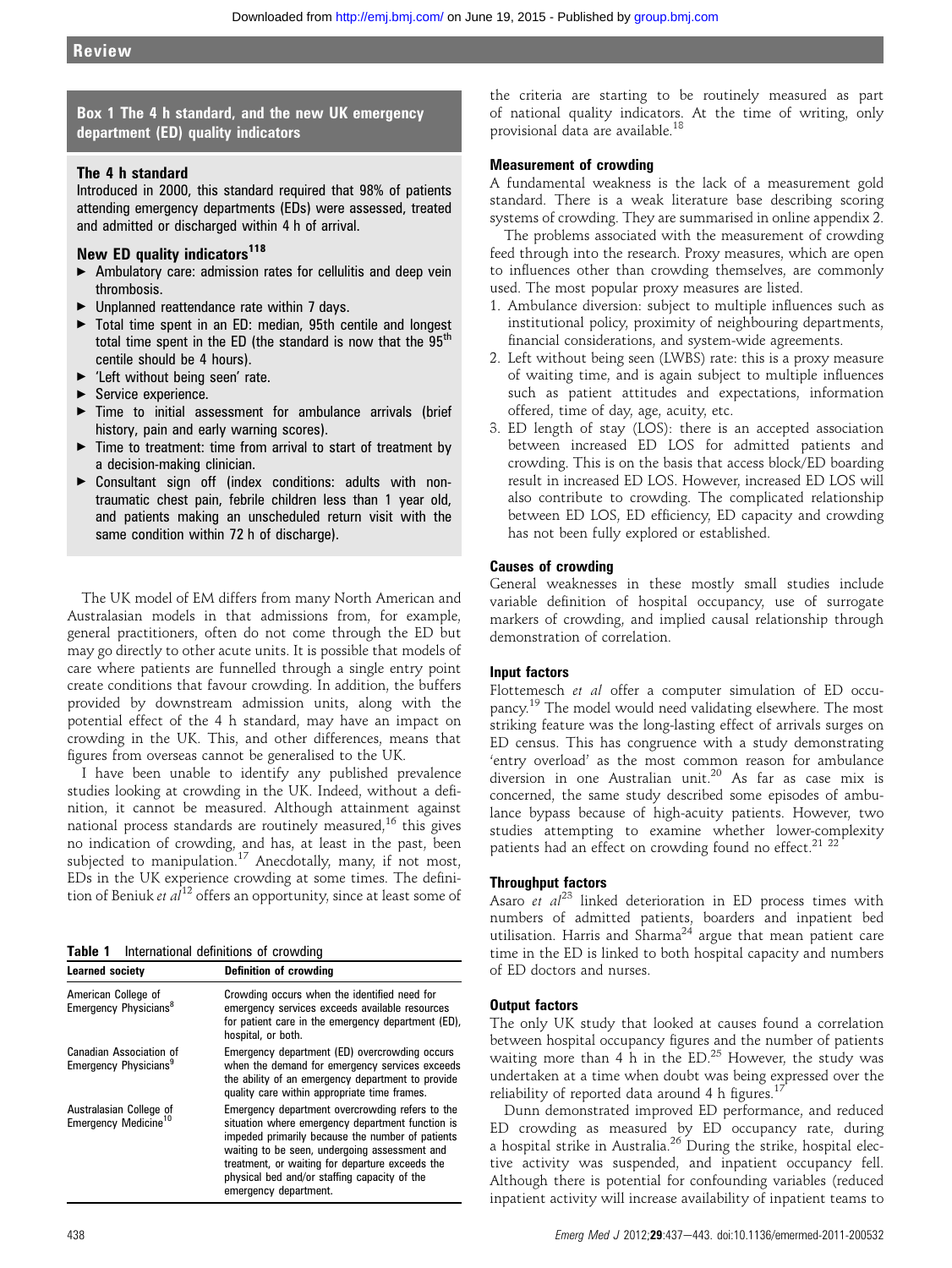## Box 1 The 4 h standard, and the new UK emergency department (ED) quality indicators

### The 4 h standard

Introduced in 2000, this standard required that 98% of patients attending emergency departments (EDs) were assessed, treated and admitted or discharged within 4 h of arrival.

### New ED quality indicators[118]

- Ambulatory care: admission rates for cellulitis and deep vein thrombosis.
- Unplanned reattendance rate within 7 days.
- Total time spent in an ED: median, 95th centile and longest total time spent in the ED (the standard is now that the 95th centile should be 4 hours).
- 'Left without being seen' rate.
- Service experience.
- Time to initial assessment for ambulance arrivals (brief history, pain and early warning scores).
- Time to treatment: time from arrival to start of treatment by a decision-making clinician.
- Consultant sign off (index conditions: adults with non-traumatic chest pain, febrile children less than 1 year old, and patients making an unscheduled return visit with the same condition within 72 h of discharge).

The UK model of EM differs from many North American and Australasian models in that admissions from, for example, general practitioners, often do not come through the ED but may go directly to other acute units. It is possible that models of care where patients are funnelled through a single entry point create conditions that favour crowding. In addition, the buffers provided by downstream admission units, along with the potential effect of the 4 h standard, may have an impact on crowding in the UK. This, and other differences, means that figures from overseas cannot be generalised to the UK.

I have been unable to identify any published prevalence studies looking at crowding in the UK. Indeed, without a definition, it cannot be measured. Although attainment against national process standards are routinely measured,[16] this gives no indication of crowding, and has, at least in the past, been subjected to manipulation.[17] Anecdotally, many, if not most, EDs in the UK experience crowding at some times. The definition of Beniuk *et al*[12] offers an opportunity, since at least some of the criteria are starting to be routinely measured as part of national quality indicators. At the time of writing, only provisional data are available.[18]

**Table 1** International definitions of crowding

| Learned society | Definition of crowding |
| --- | --- |
| American College of Emergency Physicians[8] | Crowding occurs when the identified need for emergency services exceeds available resources for patient care in the emergency department (ED), hospital, or both. |
| Canadian Association of Emergency Physicians[9] | Emergency department (ED) overcrowding occurs when the demand for emergency services exceeds the ability of an emergency department to provide quality care within appropriate time frames. |
| Australasian College of Emergency Medicine[10] | Emergency department overcrowding refers to the situation where emergency department function is impeded primarily because the number of patients waiting to be seen, undergoing assessment and treatment, or waiting for departure exceeds the physical bed and/or staffing capacity of the emergency department. |

### Measurement of crowding

A fundamental weakness is the lack of a measurement gold standard. There is a weak literature base describing scoring systems of crowding. They are summarised in online appendix 2.

The problems associated with the measurement of crowding feed through into the research. Proxy measures, which are open to influences other than crowding themselves, are commonly used. The most popular proxy measures are listed.

1. Ambulance diversion: subject to multiple influences such as institutional policy, proximity of neighbouring departments, financial considerations, and system-wide agreements.
2. Left without being seen (LWBS) rate: this is a proxy measure of waiting time, and is again subject to multiple influences such as patient attitudes and expectations, information offered, time of day, age, acuity, etc.
3. ED length of stay (LOS): there is an accepted association between increased ED LOS for admitted patients and crowding. This is on the basis that access block/ED boarding result in increased ED LOS. However, increased ED LOS will also contribute to crowding. The complicated relationship between ED LOS, ED efficiency, ED capacity and crowding has not been fully explored or established.

### Causes of crowding

General weaknesses in these mostly small studies include variable definition of hospital occupancy, use of surrogate markers of crowding, and implied causal relationship through demonstration of correlation.

### Input factors

Flottemesch *et al* offer a computer simulation of ED occupancy.[19] The model would need validating elsewhere. The most striking feature was the long-lasting effect of arrivals surges on ED census. This has congruence with a study demonstrating 'entry overload' as the most common reason for ambulance diversion in one Australian unit.[20] As far as case mix is concerned, the same study described some episodes of ambulance bypass because of high-acuity patients. However, two studies attempting to examine whether lower-complexity patients had an effect on crowding found no effect.[21] [22]

### Throughput factors

Asaro *et al*[23] linked deterioration in ED process times with numbers of admitted patients, boarders and inpatient bed utilisation. Harris and Sharma[24] argue that mean patient care time in the ED is linked to both hospital capacity and numbers of ED doctors and nurses.

### Output factors

The only UK study that looked at causes found a correlation between hospital occupancy figures and the number of patients waiting more than 4 h in the ED.[25] However, the study was undertaken at a time when doubt was being expressed over the reliability of reported data around 4 h figures.[17]

Dunn demonstrated improved ED performance, and reduced ED crowding as measured by ED occupancy rate, during a hospital strike in Australia.[26] During the strike, hospital elective activity was suspended, and inpatient occupancy fell. Although there is potential for confounding variables (reduced inpatient activity will increase availability of inpatient teams to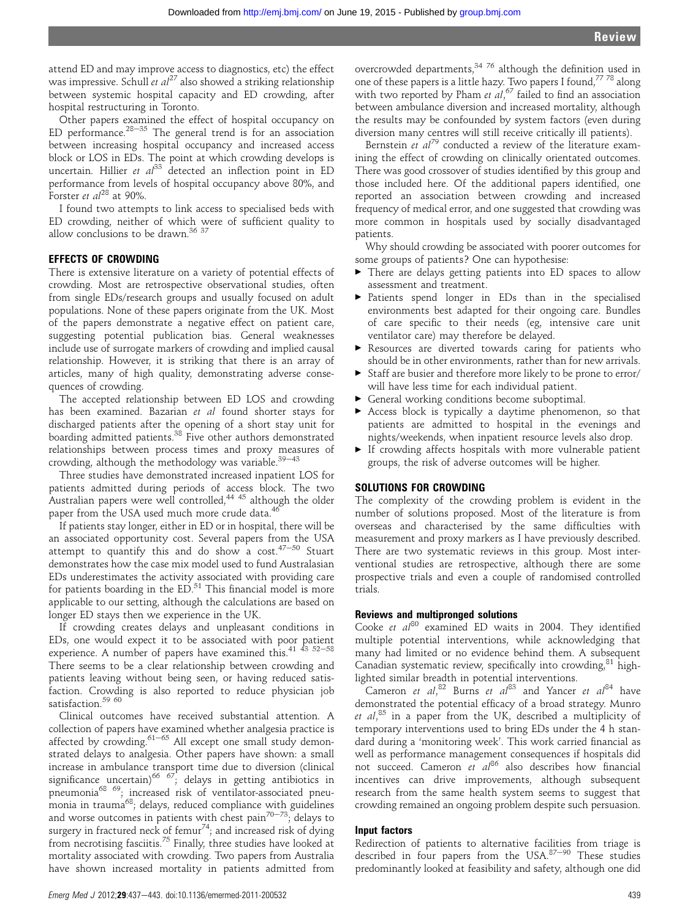attend ED and may improve access to diagnostics, etc) the effect was impressive. Schull *et al*[27] also showed a striking relationship between systemic hospital capacity and ED crowding, after hospital restructuring in Toronto.

Other papers examined the effect of hospital occupancy on ED performance.[28–35] The general trend is for an association between increasing hospital occupancy and increased access block or LOS in EDs. The point at which crowding develops is uncertain. Hillier *et al*[33] detected an inflection point in ED performance from levels of hospital occupancy above 80%, and Forster *et al*[28] at 90%.

I found two attempts to link access to specialised beds with ED crowding, neither of which were of sufficient quality to allow conclusions to be drawn.[36 37]

## EFFECTS OF CROWDING

There is extensive literature on a variety of potential effects of crowding. Most are retrospective observational studies, often from single EDs/research groups and usually focused on adult populations. None of these papers originate from the UK. Most of the papers demonstrate a negative effect on patient care, suggesting potential publication bias. General weaknesses include use of surrogate markers of crowding and implied causal relationship. However, it is striking that there is an array of articles, many of high quality, demonstrating adverse consequences of crowding.

The accepted relationship between ED LOS and crowding has been examined. Bazarian *et al* found shorter stays for discharged patients after the opening of a short stay unit for boarding admitted patients.[38] Five other authors demonstrated relationships between process times and proxy measures of crowding, although the methodology was variable.[39–43]

Three studies have demonstrated increased inpatient LOS for patients admitted during periods of access block. The two Australian papers were well controlled,[44 45] although the older paper from the USA used much more crude data.[46]

If patients stay longer, either in ED or in hospital, there will be an associated opportunity cost. Several papers from the USA attempt to quantify this and do show a cost.[47–50] Stuart demonstrates how the case mix model used to fund Australasian EDs underestimates the activity associated with providing care for patients boarding in the ED.[51] This financial model is more applicable to our setting, although the calculations are based on longer ED stays then we experience in the UK.

If crowding creates delays and unpleasant conditions in EDs, one would expect it to be associated with poor patient experience. A number of papers have examined this.[41 43 52–58] There seems to be a clear relationship between crowding and patients leaving without being seen, or having reduced satisfaction. Crowding is also reported to reduce physician job satisfaction.[59 60]

Clinical outcomes have received substantial attention. A collection of papers have examined whether analgesia practice is affected by crowding.[61–65] All except one small study demonstrated delays to analgesia. Other papers have shown: a small increase in ambulance transport time due to diversion (clinical significance uncertain)[66 67]; delays in getting antibiotics in pneumonia[68 69]; increased risk of ventilator-associated pneumonia in trauma[68]; delays, reduced compliance with guidelines and worse outcomes in patients with chest pain[70–73]; delays to surgery in fractured neck of femur[74]; and increased risk of dying from necrotising fasciitis.[75] Finally, three studies have looked at mortality associated with crowding. Two papers from Australia have shown increased mortality in patients admitted from overcrowded departments,[54 76] although the definition used in one of these papers is a little hazy. Two papers I found,[77 78] along with two reported by Pham *et al*,[67] failed to find an association between ambulance diversion and increased mortality, although the results may be confounded by system factors (even during diversion many centres will still receive critically ill patients).

Bernstein *et al*[79] conducted a review of the literature examining the effect of crowding on clinically orientated outcomes. There was good crossover of studies identified by this group and those included here. Of the additional papers identified, one reported an association between crowding and increased frequency of medical error, and one suggested that crowding was more common in hospitals used by socially disadvantaged patients.

Why should crowding be associated with poorer outcomes for some groups of patients? One can hypothesise:

- There are delays getting patients into ED spaces to allow assessment and treatment.
- Patients spend longer in EDs than in the specialised environments best adapted for their ongoing care. Bundles of care specific to their needs (eg, intensive care unit ventilator care) may therefore be delayed.
- Resources are diverted towards caring for patients who should be in other environments, rather than for new arrivals.
- Staff are busier and therefore more likely to be prone to error/will have less time for each individual patient.
- General working conditions become suboptimal.
- Access block is typically a daytime phenomenon, so that patients are admitted to hospital in the evenings and nights/weekends, when inpatient resource levels also drop.
- If crowding affects hospitals with more vulnerable patient groups, the risk of adverse outcomes will be higher.

## SOLUTIONS FOR CROWDING

The complexity of the crowding problem is evident in the number of solutions proposed. Most of the literature is from overseas and characterised by the same difficulties with measurement and proxy markers as I have previously described. There are two systematic reviews in this group. Most interventional studies are retrospective, although there are some prospective trials and even a couple of randomised controlled trials.

### Reviews and multipronged solutions

Cooke *et al*[80] examined ED waits in 2004. They identified multiple potential interventions, while acknowledging that many had limited or no evidence behind them. A subsequent Canadian systematic review, specifically into crowding,[81] highlighted similar breadth in potential interventions.

Cameron *et al*,[82] Burns *et al*[83] and Yancer *et al*[84] have demonstrated the potential efficacy of a broad strategy. Munro *et al*,[85] in a paper from the UK, described a multiplicity of temporary interventions used to bring EDs under the 4 h standard during a 'monitoring week'. This work carried financial as well as performance management consequences if hospitals did not succeed. Cameron *et al*[86] also describes how financial incentives can drive improvements, although subsequent research from the same health system seems to suggest that crowding remained an ongoing problem despite such persuasion.

### Input factors

Redirection of patients to alternative facilities from triage is described in four papers from the USA.[87–90] These studies predominantly looked at feasibility and safety, although one did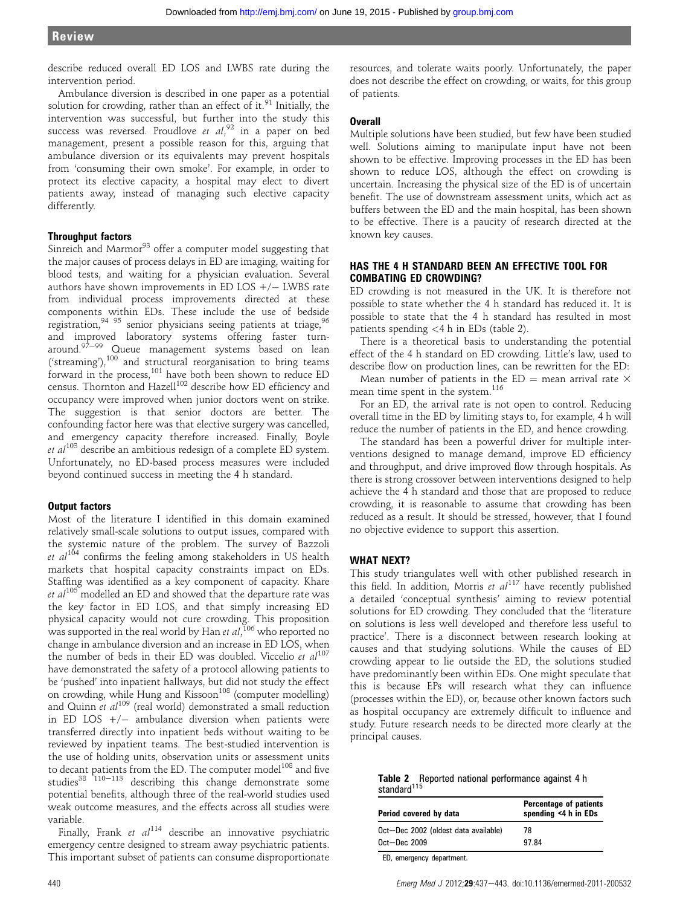describe reduced overall ED LOS and LWBS rate during the intervention period.

Ambulance diversion is described in one paper as a potential solution for crowding, rather than an effect of it.[91] Initially, the intervention was successful, but further into the study this success was reversed. Proudlove *et al*,[92] in a paper on bed management, present a possible reason for this, arguing that ambulance diversion or its equivalents may prevent hospitals from 'consuming their own smoke'. For example, in order to protect its elective capacity, a hospital may elect to divert patients away, instead of managing such elective capacity differently.

### Throughput factors

Sinreich and Marmor[93] offer a computer model suggesting that the major causes of process delays in ED are imaging, waiting for blood tests, and waiting for a physician evaluation. Several authors have shown improvements in ED LOS +/− LWBS rate from individual process improvements directed at these components within EDs. These include the use of bedside registration,[94 95] senior physicians seeing patients at triage,[96] and improved laboratory systems offering faster turnaround.[97–99] Queue management systems based on lean ('streaming'),[100] and structural reorganisation to bring teams forward in the process,[101] have both been shown to reduce ED census. Thornton and Hazell[102] describe how ED efficiency and occupancy were improved when junior doctors went on strike. The suggestion is that senior doctors are better. The confounding factor here was that elective surgery was cancelled, and emergency capacity therefore increased. Finally, Boyle *et al*[103] describe an ambitious redesign of a complete ED system. Unfortunately, no ED-based process measures were included beyond continued success in meeting the 4 h standard.

### Output factors

Most of the literature I identified in this domain examined relatively small-scale solutions to output issues, compared with the systemic nature of the problem. The survey of Bazzoli *et al*[104] confirms the feeling among stakeholders in US health markets that hospital capacity constraints impact on EDs. Staffing was identified as a key component of capacity. Khare *et al*[105] modelled an ED and showed that the departure rate was the key factor in ED LOS, and that simply increasing ED physical capacity would not cure crowding. This proposition was supported in the real world by Han *et al*,[106] who reported no change in ambulance diversion and an increase in ED LOS, when the number of beds in their ED was doubled. Viccelio *et al*[107] have demonstrated the safety of a protocol allowing patients to be 'pushed' into inpatient hallways, but did not study the effect on crowding, while Hung and Kissoon[108] (computer modelling) and Quinn *et al*[109] (real world) demonstrated a small reduction in ED LOS +/− ambulance diversion when patients were transferred directly into inpatient beds without waiting to be reviewed by inpatient teams. The best-studied intervention is the use of holding units, observation units or assessment units to decant patients from the ED. The computer model[108] and five studies[38 110–113] describing this change demonstrate some potential benefits, although three of the real-world studies used weak outcome measures, and the effects across all studies were variable.

Finally, Frank *et al*[114] describe an innovative psychiatric emergency centre designed to stream away psychiatric patients. This important subset of patients can consume disproportionate resources, and tolerate waits poorly. Unfortunately, the paper does not describe the effect on crowding, or waits, for this group of patients.

### Overall

Multiple solutions have been studied, but few have been studied well. Solutions aiming to manipulate input have not been shown to be effective. Improving processes in the ED has been shown to reduce LOS, although the effect on crowding is uncertain. Increasing the physical size of the ED is of uncertain benefit. The use of downstream assessment units, which act as buffers between the ED and the main hospital, has been shown to be effective. There is a paucity of research directed at the known key causes.

## HAS THE 4 H STANDARD BEEN AN EFFECTIVE TOOL FOR COMBATING ED CROWDING?

ED crowding is not measured in the UK. It is therefore not possible to state whether the 4 h standard has reduced it. It is possible to state that the 4 h standard has resulted in most patients spending <4 h in EDs (table 2).

There is a theoretical basis to understanding the potential effect of the 4 h standard on ED crowding. Little's law, used to describe flow on production lines, can be rewritten for the ED:

Mean number of patients in the ED = mean arrival rate × mean time spent in the system.[116]

For an ED, the arrival rate is not open to control. Reducing overall time in the ED by limiting stays to, for example, 4 h will reduce the number of patients in the ED, and hence crowding.

The standard has been a powerful driver for multiple interventions designed to manage demand, improve ED efficiency and throughput, and drive improved flow through hospitals. As there is strong crossover between interventions designed to help achieve the 4 h standard and those that are proposed to reduce crowding, it is reasonable to assume that crowding has been reduced as a result. It should be stressed, however, that I found no objective evidence to support this assertion.

## WHAT NEXT?

This study triangulates well with other published research in this field. In addition, Morris *et al*[117] have recently published a detailed 'conceptual synthesis' aiming to review potential solutions for ED crowding. They concluded that the 'literature on solutions is less well developed and therefore less useful to practice'. There is a disconnect between research looking at causes and that studying solutions. While the causes of ED crowding appear to lie outside the ED, the solutions studied have predominantly been within EDs. One might speculate that this is because EPs will research what they can influence (processes within the ED), or, because other known factors such as hospital occupancy are extremely difficult to influence and study. Future research needs to be directed more clearly at the principal causes.

**Table 2** Reported national performance against 4 h standard[115]

| Period covered by data | Percentage of patients spending <4 h in EDs |
|---|---|
| Oct–Dec 2002 (oldest data available) | 78 |
| Oct–Dec 2009 | 97.84 |

ED, emergency department.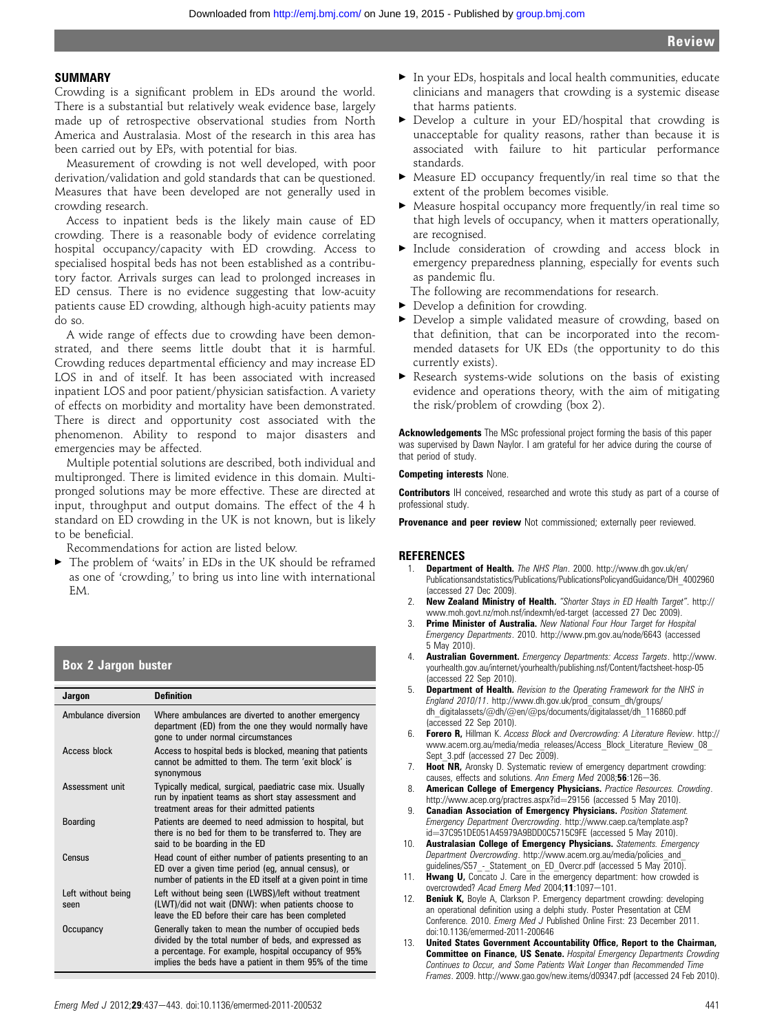## SUMMARY

Crowding is a significant problem in EDs around the world. There is a substantial but relatively weak evidence base, largely made up of retrospective observational studies from North America and Australasia. Most of the research in this area has been carried out by EPs, with potential for bias.

Measurement of crowding is not well developed, with poor derivation/validation and gold standards that can be questioned. Measures that have been developed are not generally used in crowding research.

Access to inpatient beds is the likely main cause of ED crowding. There is a reasonable body of evidence correlating hospital occupancy/capacity with ED crowding. Access to specialised hospital beds has not been established as a contributory factor. Arrivals surges can lead to prolonged increases in ED census. There is no evidence suggesting that low-acuity patients cause ED crowding, although high-acuity patients may do so.

A wide range of effects due to crowding have been demonstrated, and there seems little doubt that it is harmful. Crowding reduces departmental efficiency and may increase ED LOS in and of itself. It has been associated with increased inpatient LOS and poor patient/physician satisfaction. A variety of effects on morbidity and mortality have been demonstrated. There is direct and opportunity cost associated with the phenomenon. Ability to respond to major disasters and emergencies may be affected.

Multiple potential solutions are described, both individual and multipronged. There is limited evidence in this domain. Multipronged solutions may be more effective. These are directed at input, throughput and output domains. The effect of the 4 h standard on ED crowding in the UK is not known, but is likely to be beneficial.

Recommendations for action are listed below.

- The problem of 'waits' in EDs in the UK should be reframed as one of 'crowding,' to bring us into line with international EM.
- In your EDs, hospitals and local health communities, educate clinicians and managers that crowding is a systemic disease that harms patients.
- Develop a culture in your ED/hospital that crowding is unacceptable for quality reasons, rather than because it is associated with failure to hit particular performance standards.
- Measure ED occupancy frequently/in real time so that the extent of the problem becomes visible.
- Measure hospital occupancy more frequently/in real time so that high levels of occupancy, when it matters operationally, are recognised.
- Include consideration of crowding and access block in emergency preparedness planning, especially for events such as pandemic flu.

The following are recommendations for research.

- Develop a definition for crowding.
- Develop a simple validated measure of crowding, based on that definition, that can be incorporated into the recommended datasets for UK EDs (the opportunity to do this currently exists).
- Research systems-wide solutions on the basis of existing evidence and operations theory, with the aim of mitigating the risk/problem of crowding (box 2).

### Box 2 Jargon buster

| Jargon | Definition |
|---|---|
| Ambulance diversion | Where ambulances are diverted to another emergency department (ED) from the one they would normally have gone to under normal circumstances |
| Access block | Access to hospital beds is blocked, meaning that patients cannot be admitted to them. The term 'exit block' is synonymous |
| Assessment unit | Typically medical, surgical, paediatric case mix. Usually run by inpatient teams as short stay assessment and treatment areas for their admitted patients |
| Boarding | Patients are deemed to need admission to hospital, but there is no bed for them to be transferred to. They are said to be boarding in the ED |
| Census | Head count of either number of patients presenting to an ED over a given time period (eg, annual census), or number of patients in the ED itself at a given point in time |
| Left without being seen | Left without being seen (LWBS)/left without treatment (LWT)/did not wait (DNW): when patients choose to leave the ED before their care has been completed |
| Occupancy | Generally taken to mean the number of occupied beds divided by the total number of beds, and expressed as a percentage. For example, hospital occupancy of 95% implies the beds have a patient in them 95% of the time |

**Acknowledgements** The MSc professional project forming the basis of this paper was supervised by Dawn Naylor. I am grateful for her advice during the course of that period of study.

**Competing interests** None.

**Contributors** IH conceived, researched and wrote this study as part of a course of professional study.

**Provenance and peer review** Not commissioned; externally peer reviewed.

## REFERENCES

1. **Department of Health.** *The NHS Plan*. 2000. http://www.dh.gov.uk/en/Publicationsandstatistics/Publications/PublicationsPolicyandGuidance/DH_4002960 (accessed 27 Dec 2009).
2. **New Zealand Ministry of Health.** *"Shorter Stays in ED Health Target"*. http://www.moh.govt.nz/moh.nsf/indexmh/ed-target (accessed 27 Dec 2009).
3. **Prime Minister of Australia.** *New National Four Hour Target for Hospital Emergency Departments*. 2010. http://www.pm.gov.au/node/6643 (accessed 5 May 2010).
4. **Australian Government.** *Emergency Departments: Access Targets*. http://www.yourhealth.gov.au/internet/yourhealth/publishing.nsf/Content/factsheet-hosp-05 (accessed 22 Sep 2010).
5. **Department of Health.** *Revision to the Operating Framework for the NHS in England 2010/11*. http://www.dh.gov.uk/prod_consum_dh/groups/dh_digitalassets/@dh/@en/@ps/documents/digitalasset/dh_116860.pdf (accessed 22 Sep 2010).
6. **Forero R,** Hillman K. *Access Block and Overcrowding: A Literature Review*. http://www.acem.org.au/media/media_releases/Access_Block_Literature_Review_08_Sept_3.pdf (accessed 27 Dec 2009).
7. **Hoot NR,** Aronsky D. Systematic review of emergency department crowding: causes, effects and solutions. *Ann Emerg Med* 2008;**56**:126–36.
8. **American College of Emergency Physicians.** *Practice Resources. Crowding*. http://www.acep.org/practres.aspx?id=29156 (accessed 5 May 2010).
9. **Canadian Association of Emergency Physicians.** *Position Statement. Emergency Department Overcrowding*. http://www.caep.ca/template.asp?id=37C951DE051A45979A9BDD0C5715C9FE (accessed 5 May 2010).
10. **Australasian College of Emergency Physicians.** *Statements. Emergency Department Overcrowding*. http://www.acem.org.au/media/policies_and_guidelines/S57_-_Statement_on_ED_Overcr.pdf (accessed 5 May 2010).
11. **Hwang U,** Concato J. Care in the emergency department: how crowded is overcrowded? *Acad Emerg Med* 2004;**11**:1097–101.
12. **Beniuk K,** Boyle A, Clarkson P. Emergency department crowding: developing an operational definition using a delphi study. Poster Presentation at CEM Conference. 2010. *Emerg Med J* Published Online First: 23 December 2011. doi:10.1136/emermed-2011-200646
13. **United States Government Accountability Office, Report to the Chairman, Committee on Finance, US Senate.** *Hospital Emergency Departments Crowding Continues to Occur, and Some Patients Wait Longer than Recommended Time Frames*. 2009. http://www.gao.gov/new.items/d09347.pdf (accessed 24 Feb 2010).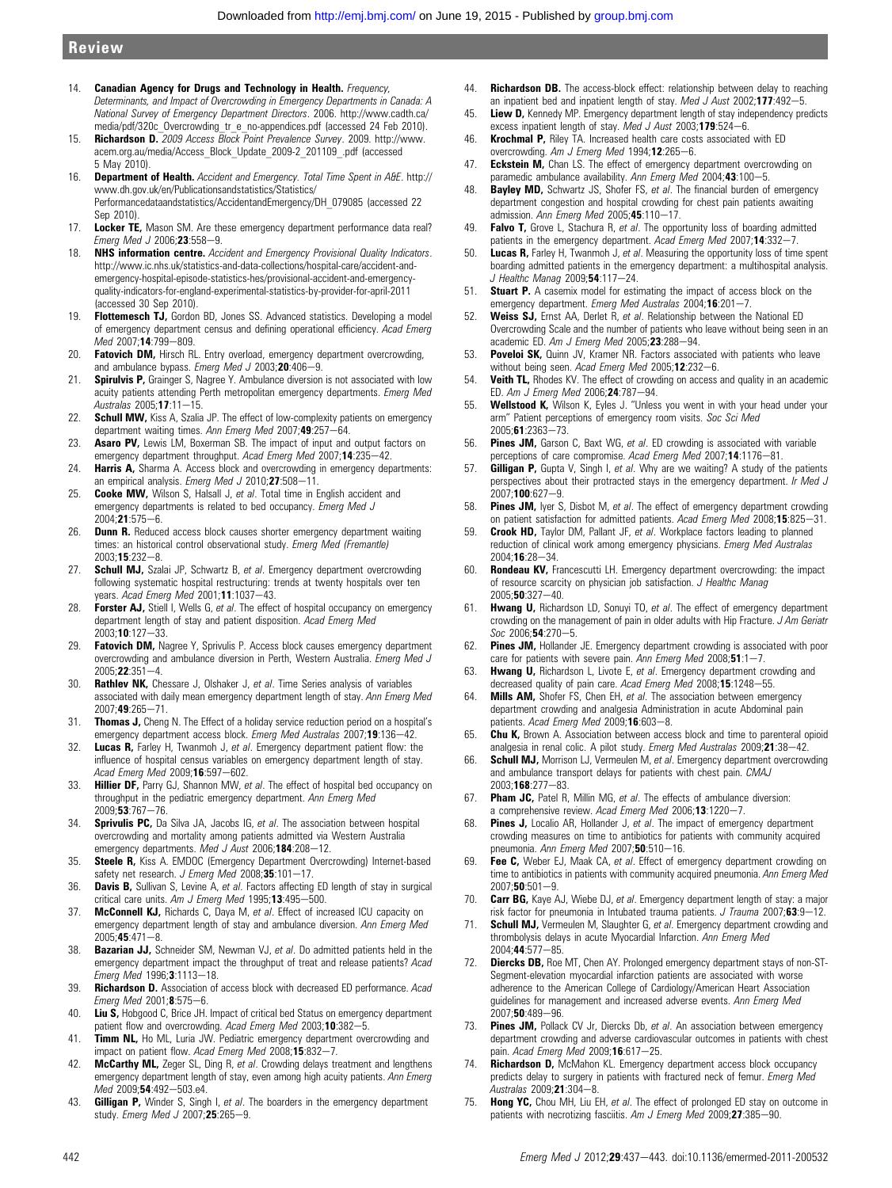14. **Canadian Agency for Drugs and Technology in Health.** *Frequency, Determinants, and Impact of Overcrowding in Emergency Departments in Canada: A National Survey of Emergency Department Directors*. 2006. http://www.cadth.ca/media/pdf/320c_Overcrowding_tr_e_no-appendices.pdf (accessed 24 Feb 2010).
15. **Richardson D.** *2009 Access Block Point Prevalence Survey*. 2009. http://www.acem.org.au/media/Access_Block_Update_2009-2_201109_.pdf (accessed 5 May 2010).
16. **Department of Health.** *Accident and Emergency. Total Time Spent in A&E*. http://www.dh.gov.uk/en/Publicationsandstatistics/Statistics/Performancedataandstatistics/AccidentandEmergency/DH_079085 (accessed 22 Sep 2010).
17. **Locker TE,** Mason SM. Are these emergency department performance data real? *Emerg Med J* 2006;**23**:558–9.
18. **NHS information centre.** *Accident and Emergency Provisional Quality Indicators*. http://www.ic.nhs.uk/statistics-and-data-collections/hospital-care/accident-and-emergency-hospital-episode-statistics-hes/provisional-accident-and-emergency-quality-indicators-for-england-experimental-statistics-by-provider-for-april-2011 (accessed 30 Sep 2010).
19. **Flottemesch TJ,** Gordon BD, Jones SS. Advanced statistics. Developing a model of emergency department census and defining operational efficiency. *Acad Emerg Med* 2007;**14**:799–809.
20. **Fatovich DM,** Hirsch RL. Entry overload, emergency department overcrowding, and ambulance bypass. *Emerg Med J* 2003;**20**:406–9.
21. **Spirulvis P,** Grainger S, Nagree Y. Ambulance diversion is not associated with low acuity patients attending Perth metropolitan emergency departments. *Emerg Med Australas* 2005;**17**:11–15.
22. **Schull MW,** Kiss A, Szalia JP. The effect of low-complexity patients on emergency department waiting times. *Ann Emerg Med* 2007;**49**:257–64.
23. **Asaro PV,** Lewis LM, Boxerman SB. The impact of input and output factors on emergency department throughput. *Acad Emerg Med* 2007;**14**:235–42.
24. **Harris A,** Sharma A. Access block and overcrowding in emergency departments: an empirical analysis. *Emerg Med J* 2010;**27**:508–11.
25. **Cooke MW,** Wilson S, Halsall J, *et al*. Total time in English accident and emergency departments is related to bed occupancy. *Emerg Med J* 2004;**21**:575–6.
26. **Dunn R.** Reduced access block causes shorter emergency department waiting times: an historical control observational study. *Emerg Med (Fremantle)* 2003;**15**:232–8.
27. **Schull MJ,** Szalai JP, Schwartz B, *et al*. Emergency department overcrowding following systematic hospital restructuring: trends at twenty hospitals over ten years. *Acad Emerg Med* 2001;**11**:1037–43.
28. **Forster AJ,** Stiell I, Wells G, *et al*. The effect of hospital occupancy on emergency department length of stay and patient disposition. *Acad Emerg Med* 2003;**10**:127–33.
29. **Fatovich DM,** Nagree Y, Sprivulis P. Access block causes emergency department overcrowding and ambulance diversion in Perth, Western Australia. *Emerg Med J* 2005;**22**:351–4.
30. **Rathlev NK,** Chessare J, Olshaker J, *et al*. Time Series analysis of variables associated with daily mean emergency department length of stay. *Ann Emerg Med* 2007;**49**:265–71.
31. **Thomas J,** Cheng N. The Effect of a holiday service reduction period on a hospital's emergency department access block. *Emerg Med Australas* 2007;**19**:136–42.
32. **Lucas R,** Farley H, Twanmoh J, *et al*. Emergency department patient flow: the influence of hospital census variables on emergency department length of stay. *Acad Emerg Med* 2009;**16**:597–602.
33. **Hillier DF,** Parry GJ, Shannon MW, *et al*. The effect of hospital bed occupancy on throughput in the pediatric emergency department. *Ann Emerg Med* 2009;**53**:767–76.
34. **Sprivulis PC,** Da Silva JA, Jacobs IG, *et al*. The association between hospital overcrowding and mortality among patients admitted via Western Australia emergency departments. *Med J Aust* 2006;**184**:208–12.
35. **Steele R,** Kiss A. EMDOC (Emergency Department Overcrowding) Internet-based safety net research. *J Emerg Med* 2008;**35**:101–17.
36. **Davis B,** Sullivan S, Levine A, *et al*. Factors affecting ED length of stay in surgical critical care units. *Am J Emerg Med* 1995;**13**:495–500.
37. **McConnell KJ,** Richards C, Daya M, *et al*. Effect of increased ICU capacity on emergency department length of stay and ambulance diversion. *Ann Emerg Med* 2005;**45**:471–8.
38. **Bazarian JJ,** Schneider SM, Newman VJ, *et al*. Do admitted patients held in the emergency department impact the throughput of treat and release patients? *Acad Emerg Med* 1996;**3**:1113–18.
39. **Richardson D.** Association of access block with decreased ED performance. *Acad Emerg Med* 2001;**8**:575–6.
40. **Liu S,** Hobgood C, Brice JH. Impact of critical bed Status on emergency department patient flow and overcrowding. *Acad Emerg Med* 2003;**10**:382–5.
41. **Timm NL,** Ho ML, Luria JW. Pediatric emergency department overcrowding and impact on patient flow. *Acad Emerg Med* 2008;**15**:832–7.
42. **McCarthy ML,** Zeger SL, Ding R, *et al*. Crowding delays treatment and lengthens emergency department length of stay, even among high acuity patients. *Ann Emerg Med* 2009;**54**:492–503.e4.
43. **Gilligan P,** Winder S, Singh I, *et al*. The boarders in the emergency department study. *Emerg Med J* 2007;**25**:265–9.
44. **Richardson DB.** The access-block effect: relationship between delay to reaching an inpatient bed and inpatient length of stay. *Med J Aust* 2002;**177**:492–5.
45. **Liew D,** Kennedy MP. Emergency department length of stay independency predicts excess inpatient length of stay. *Med J Aust* 2003;**179**:524–6.
46. **Krochmal P,** Riley TA. Increased health care costs associated with ED overcrowding. *Am J Emerg Med* 1994;**12**:265–6.
47. **Eckstein M,** Chan LS. The effect of emergency department overcrowding on paramedic ambulance availability. *Ann Emerg Med* 2004;**43**:100–5.
48. **Bayley MD,** Schwartz JS, Shofer FS, *et al*. The financial burden of emergency department congestion and hospital crowding for chest pain patients awaiting admission. *Ann Emerg Med* 2005;**45**:110–17.
49. **Falvo T,** Grove L, Stachura R, *et al*. The opportunity loss of boarding admitted patients in the emergency department. *Acad Emerg Med* 2007;**14**:332–7.
50. **Lucas R,** Farley H, Twanmoh J, *et al*. Measuring the opportunity loss of time spent boarding admitted patients in the emergency department: a multihospital analysis. *J Healthc Manag* 2009;**54**:117–24.
51. **Stuart P.** A casemix model for estimating the impact of access block on the emergency department. *Emerg Med Australas* 2004;**16**:201–7.
52. **Weiss SJ,** Ernst AA, Derlet R, *et al*. Relationship between the National ED Overcrowding Scale and the number of patients who leave without being seen in an academic ED. *Am J Emerg Med* 2005;**23**:288–94.
53. **Poveloi SK,** Quinn JV, Kramer NR. Factors associated with patients who leave without being seen. *Acad Emerg Med* 2005;**12**:232–6.
54. **Veith TL,** Rhodes KV. The effect of crowding on access and quality in an academic ED. *Am J Emerg Med* 2006;**24**:787–94.
55. **Wellstood K,** Wilson K, Eyles J. "Unless you went in with your head under your arm" Patient perceptions of emergency room visits. *Soc Sci Med* 2005;**61**:2363–73.
56. **Pines JM,** Garson C, Baxt WG, *et al*. ED crowding is associated with variable perceptions of care compromise. *Acad Emerg Med* 2007;**14**:1176–81.
57. **Gilligan P,** Gupta V, Singh I, *et al*. Why are we waiting? A study of the patients perspectives about their protracted stays in the emergency department. *Ir Med J* 2007;**100**:627–9.
58. **Pines JM,** Iyer S, Disbot M, *et al*. The effect of emergency department crowding on patient satisfaction for admitted patients. *Acad Emerg Med* 2008;**15**:825–31.
59. **Crook HD,** Taylor DM, Pallant JF, *et al*. Workplace factors leading to planned reduction of clinical work among emergency physicians. *Emerg Med Australas* 2004;**16**:28–34.
60. **Rondeau KV,** Francescutti LH. Emergency department overcrowding: the impact of resource scarcity on physician job satisfaction. *J Healthc Manag* 2005;**50**:327–40.
61. **Hwang U,** Richardson LD, Sonuyi TO, *et al*. The effect of emergency department crowding on the management of pain in older adults with Hip Fracture. *J Am Geriatr Soc* 2006;**54**:270–5.
62. **Pines JM,** Hollander JE. Emergency department crowding is associated with poor care for patients with severe pain. *Ann Emerg Med* 2008;**51**:1–7.
63. **Hwang U,** Richardson L, Livote E, *et al*. Emergency department crowding and decreased quality of pain care. *Acad Emerg Med* 2008;**15**:1248–55.
64. **Mills AM,** Shofer FS, Chen EH, *et al*. The association between emergency department crowding and analgesia Administration in acute Abdominal pain patients. *Acad Emerg Med* 2009;**16**:603–8.
65. **Chu K,** Brown A. Association between access block and time to parenteral opioid analgesia in renal colic. A pilot study. *Emerg Med Australas* 2009;**21**:38–42.
66. **Schull MJ,** Morrison LJ, Vermeulen M, *et al*. Emergency department overcrowding and ambulance transport delays for patients with chest pain. *CMAJ* 2003;**168**:277–83.
67. **Pham JC,** Patel R, Millin MG, *et al*. The effects of ambulance diversion: a comprehensive review. *Acad Emerg Med* 2006;**13**:1220–7.
68. **Pines J,** Localio AR, Hollander J, *et al*. The impact of emergency department crowding measures on time to antibiotics for patients with community acquired pneumonia. *Ann Emerg Med* 2007;**50**:510–16.
69. **Fee C,** Weber EJ, Maak CA, *et al*. Effect of emergency department crowding on time to antibiotics in patients with community acquired pneumonia. *Ann Emerg Med* 2007;**50**:501–9.
70. **Carr BG,** Kaye AJ, Wiebe DJ, *et al*. Emergency department length of stay: a major risk factor for pneumonia in Intubated trauma patients. *J Trauma* 2007;**63**:9–12.
71. **Schull MJ,** Vermeulen M, Slaughter G, *et al*. Emergency department crowding and thrombolysis delays in acute Myocardial Infarction. *Ann Emerg Med* 2004;**44**:577–85.
72. **Diercks DB,** Roe MT, Chen AY. Prolonged emergency department stays of non-ST-Segment-elevation myocardial infarction patients are associated with worse adherence to the American College of Cardiology/American Heart Association guidelines for management and increased adverse events. *Ann Emerg Med* 2007;**50**:489–96.
73. **Pines JM,** Pollack CV Jr, Diercks Db, *et al*. An association between emergency department crowding and adverse cardiovascular outcomes in patients with chest pain. *Acad Emerg Med* 2009;**16**:617–25.
74. **Richardson D,** McMahon KL. Emergency department access block occupancy predicts delay to surgery in patients with fractured neck of femur. *Emerg Med Australas* 2009;**21**:304–8.
75. **Hong YC,** Chou MH, Liu EH, *et al*. The effect of prolonged ED stay on outcome in patients with necrotizing fasciitis. *Am J Emerg Med* 2009;**27**:385–90.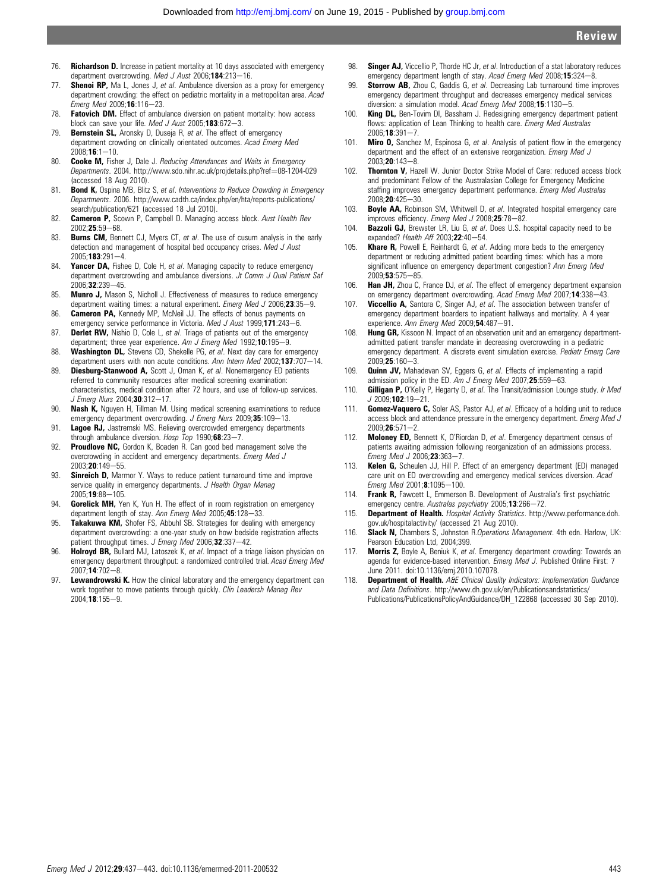76. **Richardson D.** Increase in patient mortality at 10 days associated with emergency department overcrowding. *Med J Aust* 2006;**184**:213—16.
77. **Shenoi RP,** Ma L, Jones J, *et al*. Ambulance diversion as a proxy for emergency department crowding: the effect on pediatric mortality in a metropolitan area. *Acad Emerg Med* 2009;**16**:116—23.
78. **Fatovich DM.** Effect of ambulance diversion on patient mortality: how access block can save your life. *Med J Aust* 2005;**183**:672—3.
79. **Bernstein SL,** Aronsky D, Duseja R, *et al*. The effect of emergency department crowding on clinically orientated outcomes. *Acad Emerg Med* 2008;**16**:1—10.
80. **Cooke M,** Fisher J, Dale J. *Reducing Attendances and Waits in Emergency Departments*. 2004. http://www.sdo.nihr.ac.uk/projdetails.php?ref=08-1204-029 (accessed 18 Aug 2010).
81. **Bond K,** Ospina MB, Blitz S, *et al*. *Interventions to Reduce Crowding in Emergency Departments*. 2006. http://www.cadth.ca/index.php/en/hta/reports-publications/search/publication/621 (accessed 18 Jul 2010).
82. **Cameron P,** Scown P, Campbell D. Managing access block. *Aust Health Rev* 2002;**25**:59—68.
83. **Burns CM,** Bennett CJ, Myers CT, *et al*. The use of cusum analysis in the early detection and management of hospital bed occupancy crises. *Med J Aust* 2005;**183**:291—4.
84. **Yancer DA,** Fishee D, Cole H, *et al*. Managing capacity to reduce emergency department overcrowding and ambulance diversions. *Jt Comm J Qual Patient Saf* 2006;**32**:239—45.
85. **Munro J,** Mason S, Nicholl J. Effectiveness of measures to reduce emergency department waiting times: a natural experiment. *Emerg Med J* 2006;**23**:35—9.
86. **Cameron PA,** Kennedy MP, McNeil JJ. The effects of bonus payments on emergency service performance in Victoria. *Med J Aust* 1999;**171**:243—6.
87. **Derlet RW,** Nishio D, Cole L, *et al*. Triage of patients out of the emergency department; three year experience. *Am J Emerg Med* 1992;**10**:195—9.
88. **Washington DL,** Stevens CD, Shekelle PG, *et al*. Next day care for emergency department users with non acute conditions. *Ann Intern Med* 2002;**137**:707—14.
89. **Diesburg-Stanwood A,** Scott J, Oman K, *et al*. Nonemergency ED patients referred to community resources after medical screening examination: characteristics, medical condition after 72 hours, and use of follow-up services. *J Emerg Nurs* 2004;**30**:312—17.
90. **Nash K,** Nguyen H, Tillman M. Using medical screening examinations to reduce emergency department overcrowding. *J Emerg Nurs* 2009;**35**:109—13.
91. **Lagoe RJ,** Jastremski MS. Relieving overcrowded emergency departments through ambulance diversion. *Hosp Top* 1990;**68**:23—7.
92. **Proudlove NC,** Gordon K, Boaden R. Can good bed management solve the overcrowding in accident and emergency departments. *Emerg Med J* 2003;**20**:149—55.
93. **Sinreich D,** Marmor Y. Ways to reduce patient turnaround time and improve service quality in emergency departments. *J Health Organ Manag* 2005;**19**:88—105.
94. **Gorelick MH,** Yen K, Yun H. The effect of in room registration on emergency department length of stay. *Ann Emerg Med* 2005;**45**:128—33.
95. **Takakuwa KM,** Shofer FS, Abbuhl SB. Strategies for dealing with emergency department overcrowding: a one-year study on how bedside registration affects patient throughput times. *J Emerg Med* 2006;**32**:337—42.
96. **Holroyd BR,** Bullard MJ, Latoszek K, *et al*. Impact of a triage liaison physician on emergency department throughput: a randomized controlled trial. *Acad Emerg Med* 2007;**14**:702—8.
97. **Lewandrowski K.** How the clinical laboratory and the emergency department can work together to move patients through quickly. *Clin Leadersh Manag Rev* 2004;**18**:155—9.
98. **Singer AJ,** Viccellio P, Thorde HC Jr, *et al*. Introduction of a stat laboratory reduces emergency department length of stay. *Acad Emerg Med* 2008;**15**:324—8.
99. **Storrow AB,** Zhou C, Gaddis G, *et al*. Decreasing Lab turnaround time improves emergency department throughput and decreases emergency medical services diversion: a simulation model. *Acad Emerg Med* 2008;**15**:1130—5.
100. **King DL,** Ben-Tovim DI, Bassham J. Redesigning emergency department patient flows: application of Lean Thinking to health care. *Emerg Med Australas* 2006;**18**:391—7.
101. **Miro O,** Sanchez M, Espinosa G, *et al*. Analysis of patient flow in the emergency department and the effect of an extensive reorganization. *Emerg Med J* 2003;**20**:143—8.
102. **Thornton V,** Hazell W. Junior Doctor Strike Model of Care: reduced access block and predominant Fellow of the Australasian College for Emergency Medicine staffing improves emergency department performance. *Emerg Med Australas* 2008;**20**:425—30.
103. **Boyle AA,** Robinson SM, Whitwell D, *et al*. Integrated hospital emergency care improves efficiency. *Emerg Med J* 2008;**25**:78—82.
104. **Bazzoli GJ,** Brewster LR, Liu G, *et al*. Does U.S. hospital capacity need to be expanded? *Health Aff* 2003;**22**:40—54.
105. **Khare R,** Powell E, Reinhardt G, *et al*. Adding more beds to the emergency department or reducing admitted patient boarding times: which has a more significant influence on emergency department congestion? *Ann Emerg Med* 2009;**53**:575—85.
106. **Han JH,** Zhou C, France DJ, *et al*. The effect of emergency department expansion on emergency department overcrowding. *Acad Emerg Med* 2007;**14**:338—43.
107. **Viccellio A,** Santora C, Singer AJ, *et al*. The association between transfer of emergency department boarders to inpatient hallways and mortality. A 4 year experience. *Ann Emerg Med* 2009;**54**:487—91.
108. **Hung GR,** Kissoon N. Impact of an observation unit and an emergency department-admitted patient transfer mandate in decreasing overcrowding in a pediatric emergency department. A discrete event simulation exercise. *Pediatr Emerg Care* 2009;**25**:160—3.
109. **Quinn JV,** Mahadevan SV, Eggers G, *et al*. Effects of implementing a rapid admission policy in the ED. *Am J Emerg Med* 2007;**25**:559—63.
110. **Gilligan P,** O'Kelly P, Hegarty D, *et al*. The Transit/admission Lounge study. *Ir Med J* 2009;**102**:19—21.
111. **Gomez-Vaquero C,** Soler AS, Pastor AJ, *et al*. Efficacy of a holding unit to reduce access block and attendance pressure in the emergency department. *Emerg Med J* 2009;**26**:571—2.
112. **Moloney ED,** Bennett K, O'Riordan D, *et al*. Emergency department census of patients awaiting admission following reorganization of an admissions process. *Emerg Med J* 2006;**23**:363—7.
113. **Kelen G,** Scheulen JJ, Hill P. Effect of an emergency department (ED) managed care unit on ED overcrowding and emergency medical services diversion. *Acad Emerg Med* 2001;**8**:1095—100.
114. **Frank R,** Fawcett L, Emmerson B. Development of Australia's first psychiatric emergency centre. *Australas psychiatry* 2005;**13**:266—72.
115. **Department of Health.** *Hospital Activity Statistics*. http://www.performance.doh.gov.uk/hospitalactivity/ (accessed 21 Aug 2010).
116. **Slack N,** Chambers S, Johnston R.*Operations Management*. 4th edn. Harlow, UK: Pearson Education Ltd, 2004;399.
117. **Morris Z,** Boyle A, Beniuk K, *et al*. Emergency department crowding: Towards an agenda for evidence-based intervention. *Emerg Med J*. Published Online First: 7 June 2011. doi:10.1136/emj.2010.107078.
118. **Department of Health.** *A&E Clinical Quality Indicators: Implementation Guidance and Data Definitions*. http://www.dh.gov.uk/en/Publicationsandstatistics/Publications/PublicationsPolicyAndGuidance/DH_122868 (accessed 30 Sep 2010).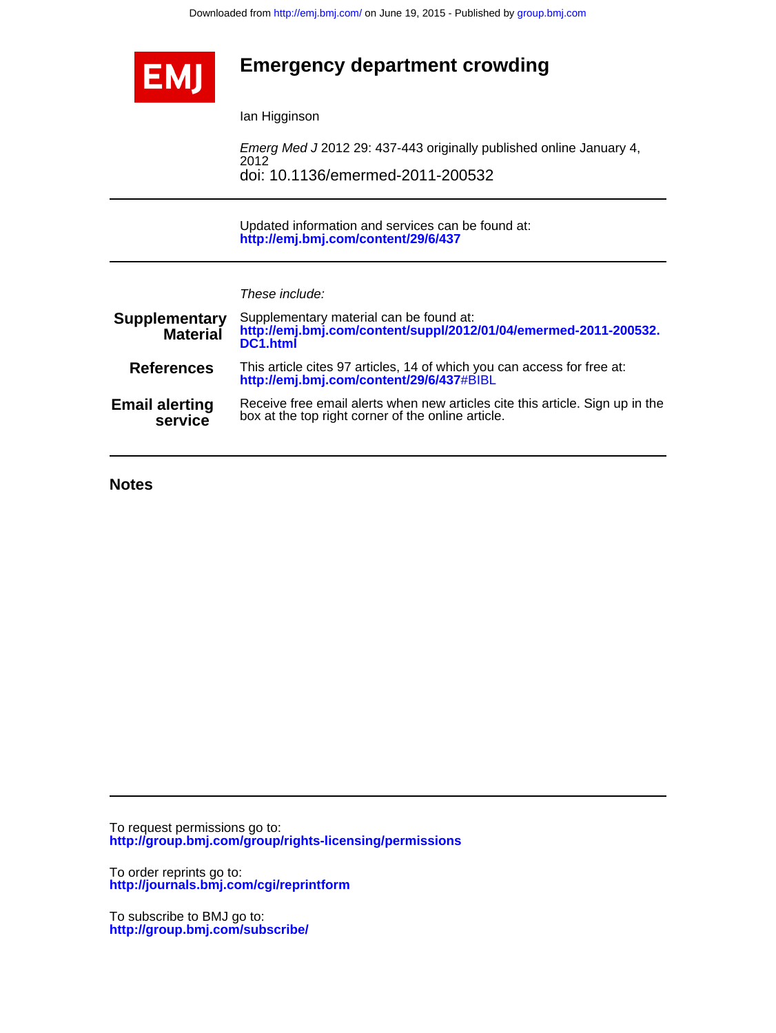Downloaded from http://emj.bmj.com/ on June 19, 2015 - Published by group.bmj.com

# Emergency department crowding

Ian Higginson

*Emerg Med J* 2012 29: 437-443 originally published online January 4, 2012
doi: 10.1136/emermed-2011-200532

Updated information and services can be found at:
**http://emj.bmj.com/content/29/6/437**

*These include:*

**Supplementary Material**
Supplementary material can be found at:
**http://emj.bmj.com/content/suppl/2012/01/04/emermed-2011-200532.DC1.html**

**References**
This article cites 97 articles, 14 of which you can access for free at:
**http://emj.bmj.com/content/29/6/437**#BIBL

**Email alerting service**
Receive free email alerts when new articles cite this article. Sign up in the box at the top right corner of the online article.

## Notes

To request permissions go to:
**http://group.bmj.com/group/rights-licensing/permissions**

To order reprints go to:
**http://journals.bmj.com/cgi/reprintform**

To subscribe to BMJ go to:
**http://group.bmj.com/subscribe/**